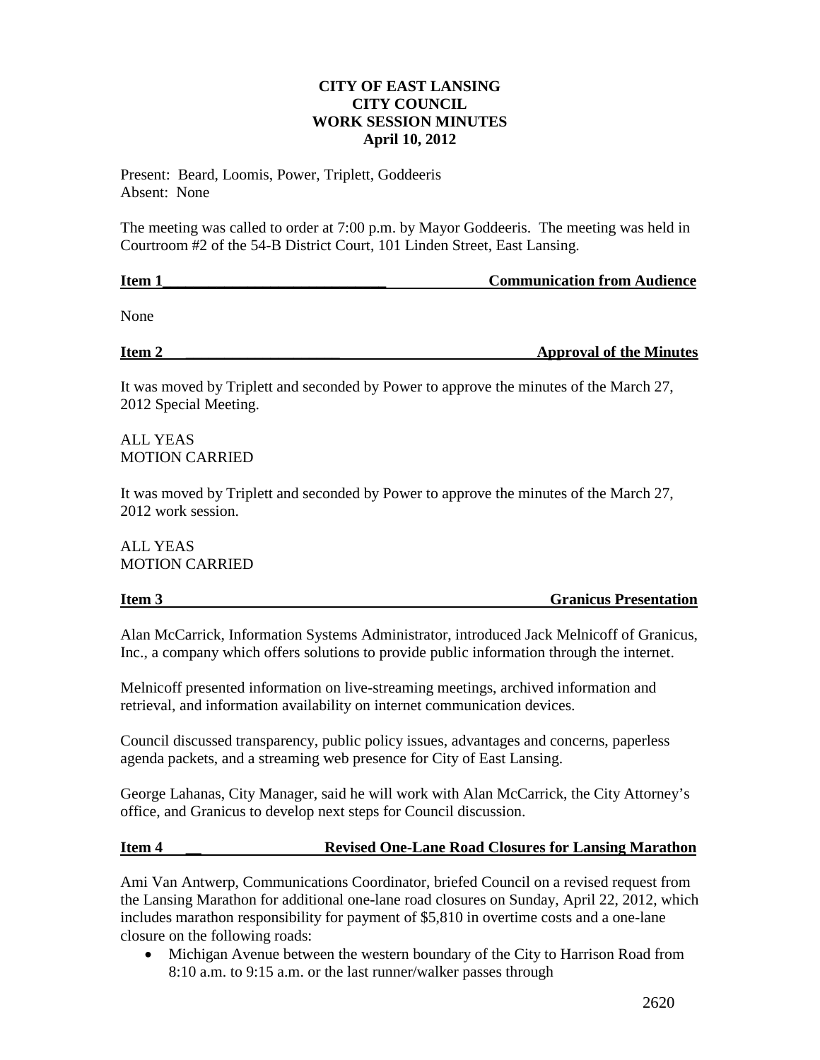**CITY OF EAST LANSING**
**CITY COUNCIL**
**WORK SESSION MINUTES**
**April 10, 2012**

Present: Beard, Loomis, Power, Triplett, Goddeeris
Absent: None

The meeting was called to order at 7:00 p.m. by Mayor Goddeeris. The meeting was held in Courtroom #2 of the 54-B District Court, 101 Linden Street, East Lansing.

**Item 1 — Communication from Audience**

None

**Item 2 — Approval of the Minutes**

It was moved by Triplett and seconded by Power to approve the minutes of the March 27, 2012 Special Meeting.

ALL YEAS
MOTION CARRIED

It was moved by Triplett and seconded by Power to approve the minutes of the March 27, 2012 work session.

ALL YEAS
MOTION CARRIED

**Item 3 — Granicus Presentation**

Alan McCarrick, Information Systems Administrator, introduced Jack Melnicoff of Granicus, Inc., a company which offers solutions to provide public information through the internet.

Melnicoff presented information on live-streaming meetings, archived information and retrieval, and information availability on internet communication devices.

Council discussed transparency, public policy issues, advantages and concerns, paperless agenda packets, and a streaming web presence for City of East Lansing.

George Lahanas, City Manager, said he will work with Alan McCarrick, the City Attorney's office, and Granicus to develop next steps for Council discussion.

**Item 4 — Revised One-Lane Road Closures for Lansing Marathon**

Ami Van Antwerp, Communications Coordinator, briefed Council on a revised request from the Lansing Marathon for additional one-lane road closures on Sunday, April 22, 2012, which includes marathon responsibility for payment of $5,810 in overtime costs and a one-lane closure on the following roads:

- Michigan Avenue between the western boundary of the City to Harrison Road from 8:10 a.m. to 9:15 a.m. or the last runner/walker passes through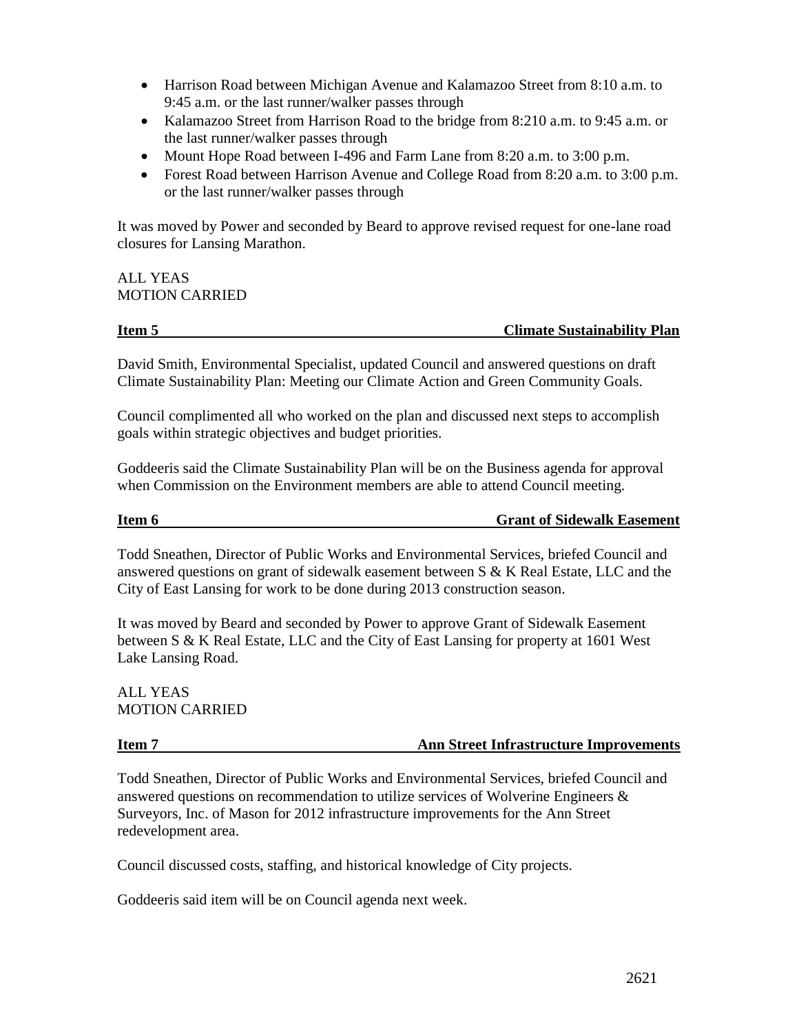- Harrison Road between Michigan Avenue and Kalamazoo Street from 8:10 a.m. to 9:45 a.m. or the last runner/walker passes through
- Kalamazoo Street from Harrison Road to the bridge from 8:210 a.m. to 9:45 a.m. or the last runner/walker passes through
- Mount Hope Road between I-496 and Farm Lane from 8:20 a.m. to 3:00 p.m.
- Forest Road between Harrison Avenue and College Road from 8:20 a.m. to 3:00 p.m. or the last runner/walker passes through

It was moved by Power and seconded by Beard to approve revised request for one-lane road closures for Lansing Marathon.

ALL YEAS
MOTION CARRIED

**Item 5 — Climate Sustainability Plan**

David Smith, Environmental Specialist, updated Council and answered questions on draft Climate Sustainability Plan: Meeting our Climate Action and Green Community Goals.

Council complimented all who worked on the plan and discussed next steps to accomplish goals within strategic objectives and budget priorities.

Goddeeris said the Climate Sustainability Plan will be on the Business agenda for approval when Commission on the Environment members are able to attend Council meeting.

**Item 6 — Grant of Sidewalk Easement**

Todd Sneathen, Director of Public Works and Environmental Services, briefed Council and answered questions on grant of sidewalk easement between S & K Real Estate, LLC and the City of East Lansing for work to be done during 2013 construction season.

It was moved by Beard and seconded by Power to approve Grant of Sidewalk Easement between S & K Real Estate, LLC and the City of East Lansing for property at 1601 West Lake Lansing Road.

ALL YEAS
MOTION CARRIED

**Item 7 — Ann Street Infrastructure Improvements**

Todd Sneathen, Director of Public Works and Environmental Services, briefed Council and answered questions on recommendation to utilize services of Wolverine Engineers & Surveyors, Inc. of Mason for 2012 infrastructure improvements for the Ann Street redevelopment area.

Council discussed costs, staffing, and historical knowledge of City projects.

Goddeeris said item will be on Council agenda next week.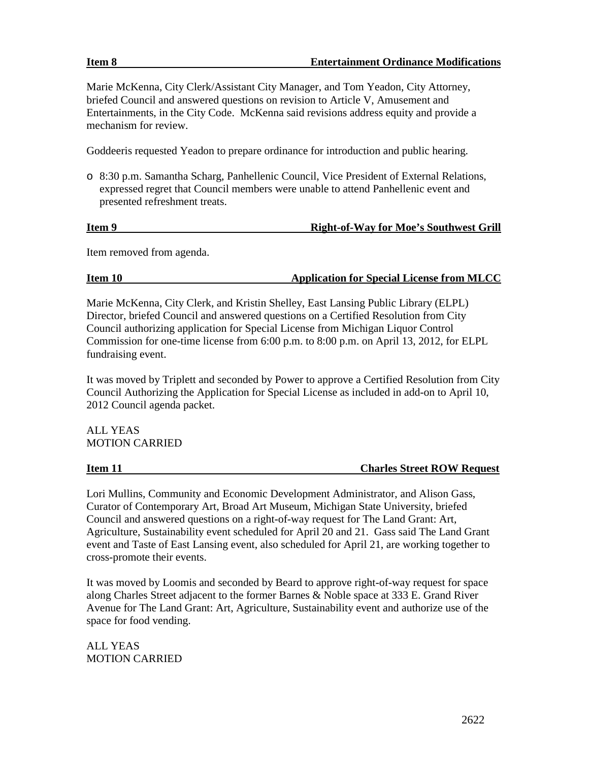**Item 8 — Entertainment Ordinance Modifications**

Marie McKenna, City Clerk/Assistant City Manager, and Tom Yeadon, City Attorney, briefed Council and answered questions on revision to Article V, Amusement and Entertainments, in the City Code. McKenna said revisions address equity and provide a mechanism for review.

Goddeeris requested Yeadon to prepare ordinance for introduction and public hearing.

- 8:30 p.m. Samantha Scharg, Panhellenic Council, Vice President of External Relations, expressed regret that Council members were unable to attend Panhellenic event and presented refreshment treats.

**Item 9 — Right-of-Way for Moe's Southwest Grill**

Item removed from agenda.

**Item 10 — Application for Special License from MLCC**

Marie McKenna, City Clerk, and Kristin Shelley, East Lansing Public Library (ELPL) Director, briefed Council and answered questions on a Certified Resolution from City Council authorizing application for Special License from Michigan Liquor Control Commission for one-time license from 6:00 p.m. to 8:00 p.m. on April 13, 2012, for ELPL fundraising event.

It was moved by Triplett and seconded by Power to approve a Certified Resolution from City Council Authorizing the Application for Special License as included in add-on to April 10, 2012 Council agenda packet.

ALL YEAS
MOTION CARRIED

**Item 11 — Charles Street ROW Request**

Lori Mullins, Community and Economic Development Administrator, and Alison Gass, Curator of Contemporary Art, Broad Art Museum, Michigan State University, briefed Council and answered questions on a right-of-way request for The Land Grant: Art, Agriculture, Sustainability event scheduled for April 20 and 21. Gass said The Land Grant event and Taste of East Lansing event, also scheduled for April 21, are working together to cross-promote their events.

It was moved by Loomis and seconded by Beard to approve right-of-way request for space along Charles Street adjacent to the former Barnes & Noble space at 333 E. Grand River Avenue for The Land Grant: Art, Agriculture, Sustainability event and authorize use of the space for food vending.

ALL YEAS
MOTION CARRIED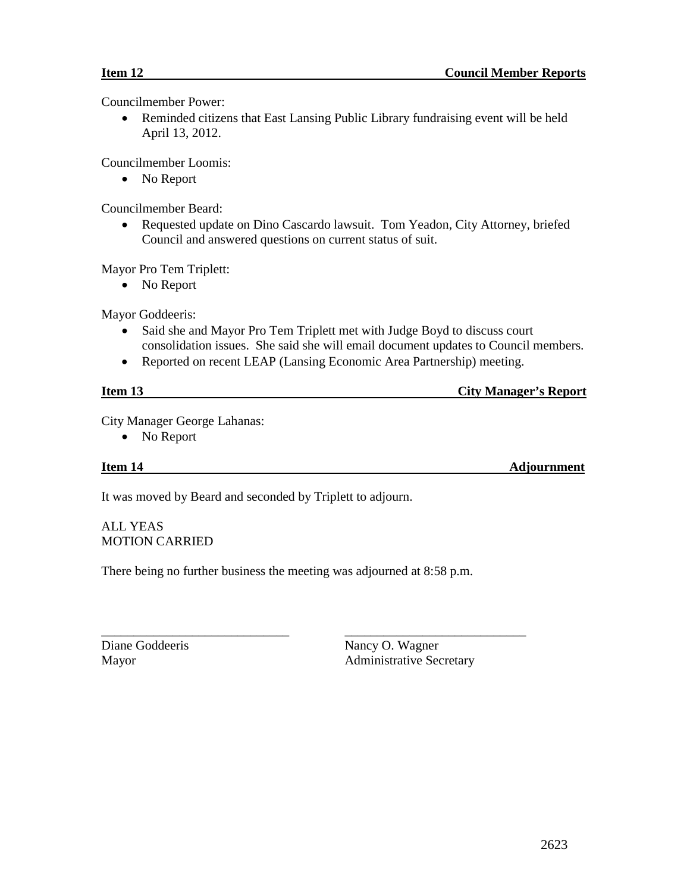**Item 12 — Council Member Reports**

Councilmember Power:

- Reminded citizens that East Lansing Public Library fundraising event will be held April 13, 2012.

Councilmember Loomis:

- No Report

Councilmember Beard:

- Requested update on Dino Cascardo lawsuit. Tom Yeadon, City Attorney, briefed Council and answered questions on current status of suit.

Mayor Pro Tem Triplett:

- No Report

Mayor Goddeeris:

- Said she and Mayor Pro Tem Triplett met with Judge Boyd to discuss court consolidation issues. She said she will email document updates to Council members.
- Reported on recent LEAP (Lansing Economic Area Partnership) meeting.

**Item 13 — City Manager's Report**

City Manager George Lahanas:

- No Report

**Item 14 — Adjournment**

It was moved by Beard and seconded by Triplett to adjourn.

ALL YEAS
MOTION CARRIED

There being no further business the meeting was adjourned at 8:58 p.m.

_____________________________
Diane Goddeeris
Mayor

_____________________________
Nancy O. Wagner
Administrative Secretary